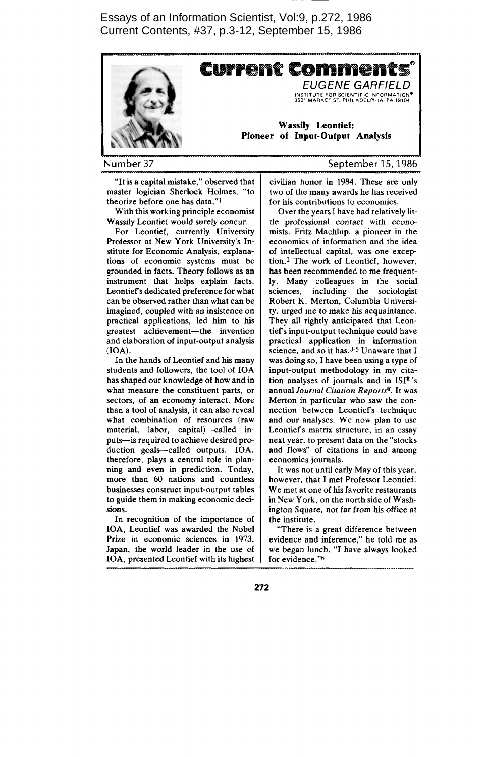Essays of an Information Scientist, Vol:9, p.272, 1986
Current Contents, #37, p.3-12, September 15, 1986

# Current Comments®

EUGENE GARFIELD
INSTITUTE FOR SCIENTIFIC INFORMATION®
3501 MARKET ST., PHILADELPHIA, PA 19104

## Wassily Leontief: Pioneer of Input-Output Analysis

Number 37 — September 15, 1986

"It is a capital mistake," observed that master logician Sherlock Holmes, "to theorize before one has data."[1]

With this working principle economist Wassily Leontief would surely concur.

For Leontief, currently University Professor at New York University's Institute for Economic Analysis, explanations of economic systems must be grounded in facts. Theory follows as an instrument that helps explain facts. Leontief's dedicated preference for what can be observed rather than what can be imagined, coupled with an insistence on practical applications, led him to his greatest achievement—the invention and elaboration of input-output analysis (IOA).

In the hands of Leontief and his many students and followers, the tool of IOA has shaped our knowledge of how and in what measure the constituent parts, or sectors, of an economy interact. More than a tool of analysis, it can also reveal what combination of resources (raw material, labor, capital)—called inputs—is required to achieve desired production goals—called outputs. IOA, therefore, plays a central role in planning and even in prediction. Today, more than 60 nations and countless businesses construct input-output tables to guide them in making economic decisions.

In recognition of the importance of IOA, Leontief was awarded the Nobel Prize in economic sciences in 1973. Japan, the world leader in the use of IOA, presented Leontief with its highest civilian honor in 1984. These are only two of the many awards he has received for his contributions to economics.

Over the years I have had relatively little professional contact with economists. Fritz Machlup, a pioneer in the economics of information and the idea of intellectual capital, was one exception.[2] The work of Leontief, however, has been recommended to me frequently. Many colleagues in the social sciences, including the sociologist Robert K. Merton, Columbia University, urged me to make his acquaintance. They all rightly anticipated that Leontief's input-output technique could have practical application in information science, and so it has.[3-5] Unaware that I was doing so, I have been using a type of input-output methodology in my citation analyses of journals and in ISI®'s annual *Journal Citation Reports®*. It was Merton in particular who saw the connection between Leontief's technique and our analyses. We now plan to use Leontief's matrix structure, in an essay next year, to present data on the "stocks and flows" of citations in and among economics journals.

It was not until early May of this year, however, that I met Professor Leontief. We met at one of his favorite restaurants in New York, on the north side of Washington Square, not far from his office at the institute.

"There is a great difference between evidence and inference," he told me as we began lunch. "I have always looked for evidence."[6]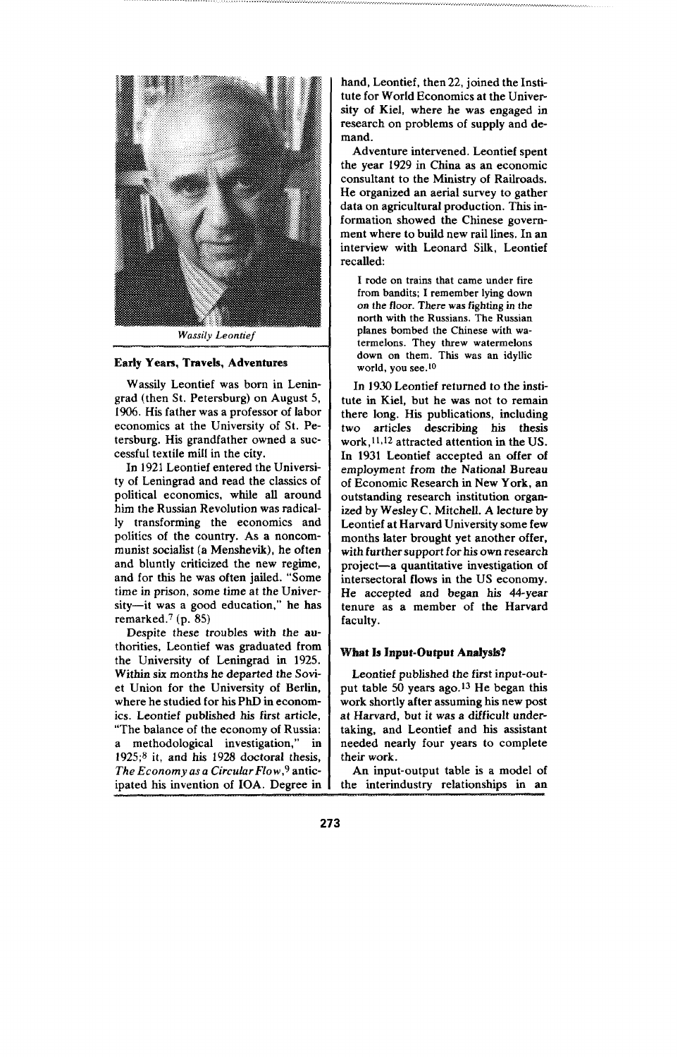*Wassily Leontief*

## Early Years, Travels, Adventures

Wassily Leontief was born in Leningrad (then St. Petersburg) on August 5, 1906. His father was a professor of labor economics at the University of St. Petersburg. His grandfather owned a successful textile mill in the city.

In 1921 Leontief entered the University of Leningrad and read the classics of political economics, while all around him the Russian Revolution was radically transforming the economics and politics of the country. As a noncommunist socialist (a Menshevik), he often and bluntly criticized the new regime, and for this he was often jailed. "Some time in prison, some time at the University—it was a good education," he has remarked.[7] (p. 85)

Despite these troubles with the authorities, Leontief was graduated from the University of Leningrad in 1925. Within six months he departed the Soviet Union for the University of Berlin, where he studied for his PhD in economics. Leontief published his first article, "The balance of the economy of Russia: a methodological investigation," in 1925;[8] it, and his 1928 doctoral thesis, *The Economy as a Circular Flow*,[9] anticipated his invention of IOA. Degree in hand, Leontief, then 22, joined the Institute for World Economics at the University of Kiel, where he was engaged in research on problems of supply and demand.

Adventure intervened. Leontief spent the year 1929 in China as an economic consultant to the Ministry of Railroads. He organized an aerial survey to gather data on agricultural production. This information showed the Chinese government where to build new rail lines. In an interview with Leonard Silk, Leontief recalled:

> I rode on trains that came under fire from bandits; I remember lying down on the floor. There was fighting in the north with the Russians. The Russian planes bombed the Chinese with watermelons. They threw watermelons down on them. This was an idyllic world, you see.[10]

In 1930 Leontief returned to the institute in Kiel, but he was not to remain there long. His publications, including two articles describing his thesis work,[11,12] attracted attention in the US. In 1931 Leontief accepted an offer of employment from the National Bureau of Economic Research in New York, an outstanding research institution organized by Wesley C. Mitchell. A lecture by Leontief at Harvard University some few months later brought yet another offer, with further support for his own research project—a quantitative investigation of intersectoral flows in the US economy. He accepted and began his 44-year tenure as a member of the Harvard faculty.

## What Is Input-Output Analysis?

Leontief published the first input-output table 50 years ago.[13] He began this work shortly after assuming his new post at Harvard, but it was a difficult undertaking, and Leontief and his assistant needed nearly four years to complete their work.

An input-output table is a model of the interindustry relationships in an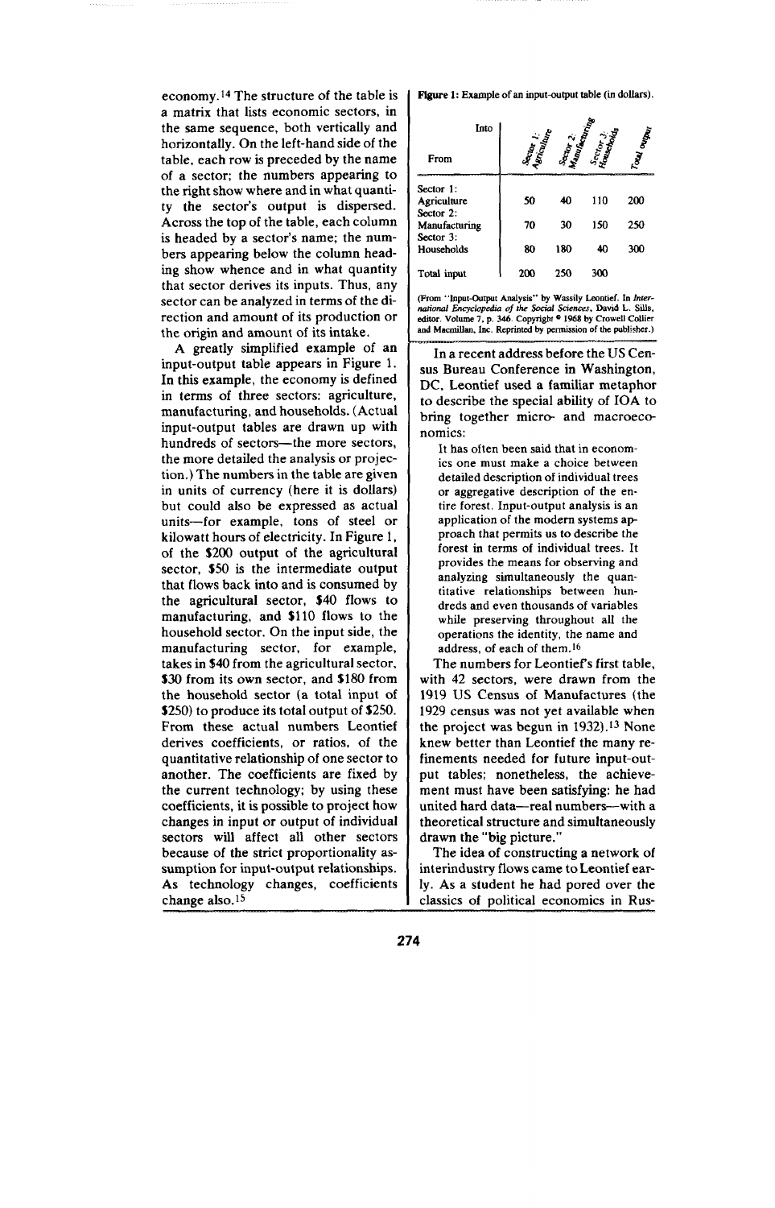economy.[14] The structure of the table is a matrix that lists economic sectors, in the same sequence, both vertically and horizontally. On the left-hand side of the table, each row is preceded by the name of a sector; the numbers appearing to the right show where and in what quantity the sector's output is dispersed. Across the top of the table, each column is headed by a sector's name; the numbers appearing below the column heading show whence and in what quantity that sector derives its inputs. Thus, any sector can be analyzed in terms of the direction and amount of its production or the origin and amount of its intake.

A greatly simplified example of an input-output table appears in Figure 1. In this example, the economy is defined in terms of three sectors: agriculture, manufacturing, and households. (Actual input-output tables are drawn up with hundreds of sectors—the more sectors, the more detailed the analysis or projection.) The numbers in the table are given in units of currency (here it is dollars) but could also be expressed as actual units—for example, tons of steel or kilowatt hours of electricity. In Figure 1, of the $200 output of the agricultural sector, $50 is the intermediate output that flows back into and is consumed by the agricultural sector, $40 flows to manufacturing, and $110 flows to the household sector. On the input side, the manufacturing sector, for example, takes in $40 from the agricultural sector, $30 from its own sector, and $180 from the household sector (a total input of $250) to produce its total output of $250. From these actual numbers Leontief derives coefficients, or ratios, of the quantitative relationship of one sector to another. The coefficients are fixed by the current technology; by using these coefficients, it is possible to project how changes in input or output of individual sectors will affect all other sectors because of the strict proportionality assumption for input-output relationships. As technology changes, coefficients change also.[15]

**Figure 1:** Example of an input-output table (in dollars).

| From \ Into | Sector 1: Agriculture | Sector 2: Manufacturing | Sector 3: Households | Total output |
|---|---|---|---|---|
| Sector 1: Agriculture | 50 | 40 | 110 | 200 |
| Sector 2: Manufacturing | 70 | 30 | 150 | 250 |
| Sector 3: Households | 80 | 180 | 40 | 300 |
| Total input | 200 | 250 | 300 | |

(From "Input-Output Analysis" by Wassily Leontief. In *International Encyclopedia of the Social Sciences*, David L. Sills, editor. Volume 7, p. 346. Copyright © 1968 by Crowell Collier and Macmillan, Inc. Reprinted by permission of the publisher.)

In a recent address before the US Census Bureau Conference in Washington, DC, Leontief used a familiar metaphor to describe the special ability of IOA to bring together micro- and macroeconomics:

> It has often been said that in economics one must make a choice between detailed description of individual trees or aggregative description of the entire forest. Input-output analysis is an application of the modern systems approach that permits us to describe the forest in terms of individual trees. It provides the means for observing and analyzing simultaneously the quantitative relationships between hundreds and even thousands of variables while preserving throughout all the operations the identity, the name and address, of each of them.[16]

The numbers for Leontief's first table, with 42 sectors, were drawn from the 1919 US Census of Manufactures (the 1929 census was not yet available when the project was begun in 1932).[13] None knew better than Leontief the many refinements needed for future input-output tables; nonetheless, the achievement must have been satisfying: he had united hard data—real numbers—with a theoretical structure and simultaneously drawn the "big picture."

The idea of constructing a network of interindustry flows came to Leontief early. As a student he had pored over the classics of political economics in Rus-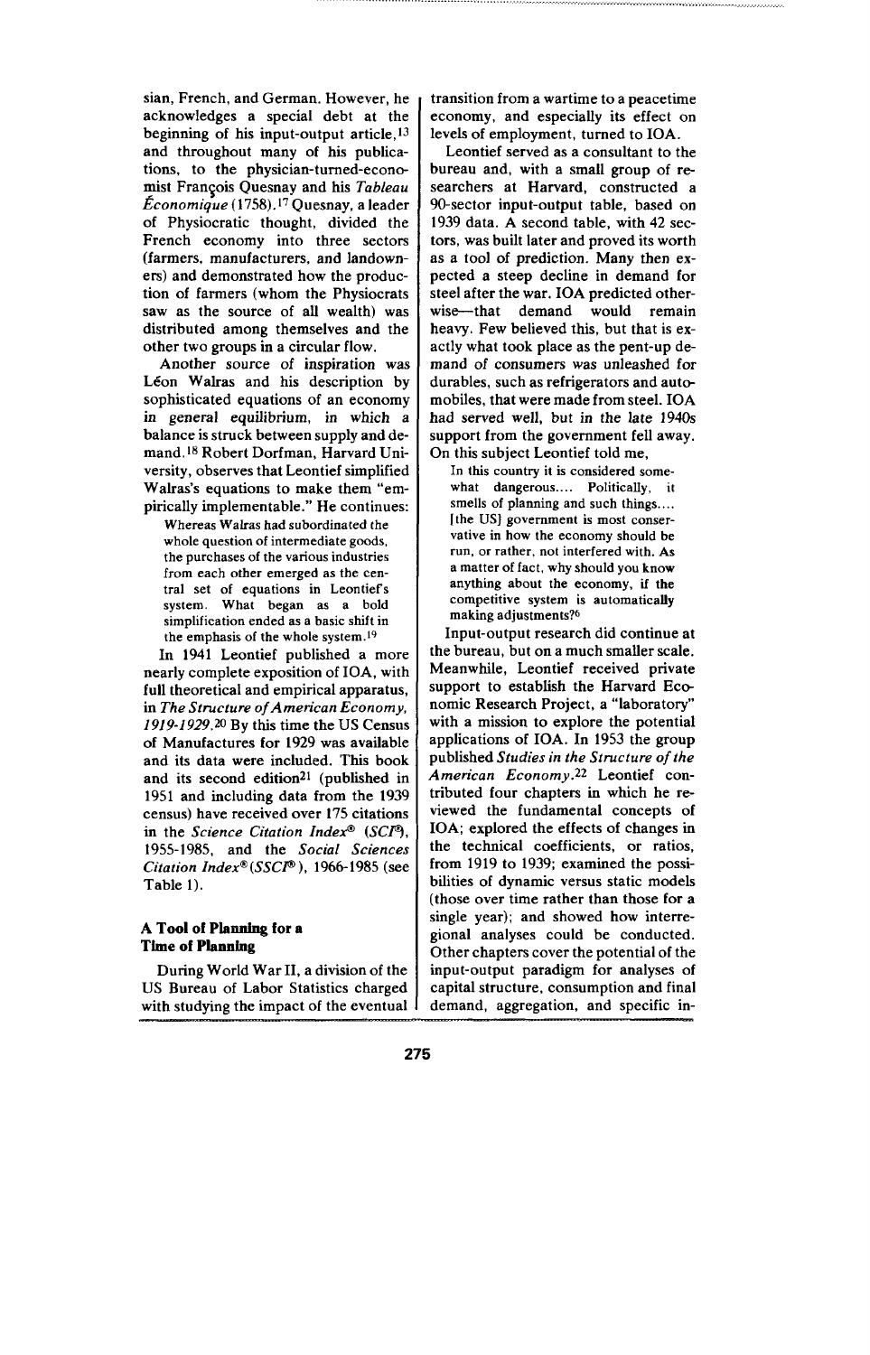sian, French, and German. However, he acknowledges a special debt at the beginning of his input-output article,[13] and throughout many of his publications, to the physician-turned-economist François Quesnay and his *Tableau Économique* (1758).[17] Quesnay, a leader of Physiocratic thought, divided the French economy into three sectors (farmers, manufacturers, and landowners) and demonstrated how the production of farmers (whom the Physiocrats saw as the source of all wealth) was distributed among themselves and the other two groups in a circular flow.

Another source of inspiration was Léon Walras and his description by sophisticated equations of an economy in general equilibrium, in which a balance is struck between supply and demand.[18] Robert Dorfman, Harvard University, observes that Leontief simplified Walras's equations to make them "empirically implementable." He continues:

> Whereas Walras had subordinated the whole question of intermediate goods, the purchases of the various industries from each other emerged as the central set of equations in Leontief's system. What began as a bold simplification ended as a basic shift in the emphasis of the whole system.[19]

In 1941 Leontief published a more nearly complete exposition of IOA, with full theoretical and empirical apparatus, in *The Structure of American Economy, 1919-1929*.[20] By this time the US Census of Manufactures for 1929 was available and its data were included. This book and its second edition[21] (published in 1951 and including data from the 1939 census) have received over 175 citations in the *Science Citation Index*® (*SCI*®), 1955-1985, and the *Social Sciences Citation Index*® (*SSCI*®), 1966-1985 (see Table 1).

## A Tool of Planning for a Time of Planning

During World War II, a division of the US Bureau of Labor Statistics charged with studying the impact of the eventual transition from a wartime to a peacetime economy, and especially its effect on levels of employment, turned to IOA.

Leontief served as a consultant to the bureau and, with a small group of researchers at Harvard, constructed a 90-sector input-output table, based on 1939 data. A second table, with 42 sectors, was built later and proved its worth as a tool of prediction. Many then expected a steep decline in demand for steel after the war. IOA predicted otherwise—that demand would remain heavy. Few believed this, but that is exactly what took place as the pent-up demand of consumers was unleashed for durables, such as refrigerators and automobiles, that were made from steel. IOA had served well, but in the late 1940s support from the government fell away. On this subject Leontief told me,

> In this country it is considered somewhat dangerous.... Politically, it smells of planning and such things.... [the US] government is most conservative in how the economy should be run, or rather, not interfered with. As a matter of fact, why should you know anything about the economy, if the competitive system is automatically making adjustments?[6]

Input-output research did continue at the bureau, but on a much smaller scale. Meanwhile, Leontief received private support to establish the Harvard Economic Research Project, a "laboratory" with a mission to explore the potential applications of IOA. In 1953 the group published *Studies in the Structure of the American Economy*.[22] Leontief contributed four chapters in which he reviewed the fundamental concepts of IOA; explored the effects of changes in the technical coefficients, or ratios, from 1919 to 1939; examined the possibilities of dynamic versus static models (those over time rather than those for a single year); and showed how interregional analyses could be conducted. Other chapters cover the potential of the input-output paradigm for analyses of capital structure, consumption and final demand, aggregation, and specific in-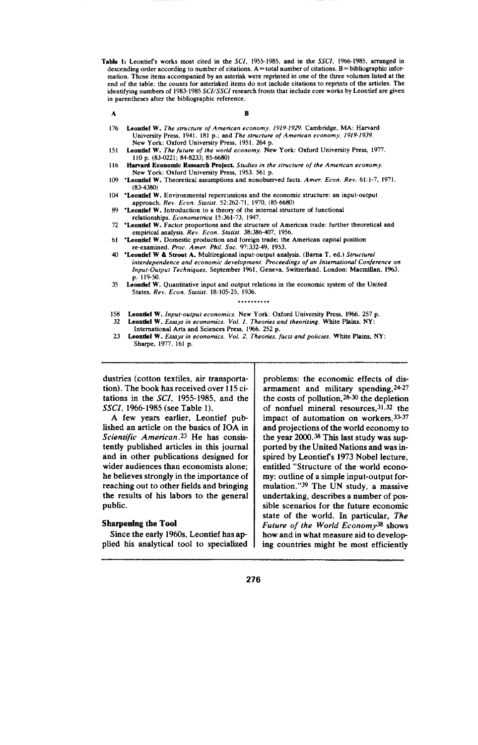**Table 1:** Leontief's works most cited in the *SCI*, 1955-1985, and in the *SSCI*, 1966-1985, arranged in descending order according to number of citations. A = total number of citations. B = bibliographic information. Those items accompanied by an asterisk were reprinted in one of the three volumes listed at the end of the table; the counts for asterisked items do not include citations to reprints of the articles. The identifying numbers of 1983-1985 *SCI/SSCI* research fronts that include core works by Leontief are given in parentheses after the bibliographic reference.

| A | B |
|---|---|
| 176 | **Leontief W.** *The structure of American economy, 1919-1929.* Cambridge, MA: Harvard University Press, 1941. 181 p.; and *The structure of American economy, 1919-1939.* New York: Oxford University Press, 1951. 264 p. |
| 151 | **Leontief W.** *The future of the world economy.* New York: Oxford University Press, 1977. 110 p. (83-0221; 84-8233; 85-6680) |
| 116 | **Harvard Economic Research Project.** *Studies in the structure of the American economy.* New York: Oxford University Press, 1953. 561 p. |
| 109 | ***Leontief W.** Theoretical assumptions and nonobserved facts. *Amer. Econ. Rev.* 61:1-7, 1971. (83-4380) |
| 104 | ***Leontief W.** Environmental repercussions and the economic structure: an input-output approach. *Rev. Econ. Statist.* 52:262-71, 1970. (85-6680) |
| 89 | ***Leontief W.** Introduction to a theory of the internal structure of functional relationships. *Econometrica* 15:361-73, 1947. |
| 72 | ***Leontief W.** Factor proportions and the structure of American trade: further theoretical and empirical analysis. *Rev. Econ. Statist.* 38:386-407, 1956. |
| 61 | ***Leontief W.** Domestic production and foreign trade; the American capital position re-examined. *Proc. Amer. Phil. Soc.* 97:332-49, 1953. |
| 40 | ***Leontief W & Strout A.** Multiregional input-output analysis. (Barna T, ed.) *Structural interdependence and economic development. Proceedings of an International Conference on Input-Output Techniques,* September 1961, Geneva, Switzerland. London: Macmillan, 1963. p. 119-50. |
| 35 | **Leontief W.** Quantitative input and output relations in the economic system of the United States. *Rev. Econ. Statist.* 18:105-25, 1936. |
| | ********** |
| 158 | **Leontief W.** *Input-output economics.* New York: Oxford University Press, 1966. 257 p. |
| 32 | **Leontief W.** *Essays in economics. Vol. 1. Theories and theorizing.* White Plains, NY: International Arts and Sciences Press, 1966. 252 p. |
| 23 | **Leontief W.** *Essays in economics. Vol. 2. Theories, facts and policies.* White Plains, NY: Sharpe, 1977. 161 p. |

dustries (cotton textiles, air transportation). The book has received over 115 citations in the *SCI*, 1955-1985, and the *SSCI*, 1966-1985 (see Table 1).

A few years earlier, Leontief published an article on the basics of IOA in *Scientific American*.[23] He has consistently published articles in this journal and in other publications designed for wider audiences than economists alone; he believes strongly in the importance of reaching out to other fields and bringing the results of his labors to the general public.

### Sharpening the Tool

Since the early 1960s, Leontief has applied his analytical tool to specialized problems: the economic effects of disarmament and military spending,[24-27] the costs of pollution,[28-30] the depletion of nonfuel mineral resources,[31,32] the impact of automation on workers,[33-37] and projections of the world economy to the year 2000.[38] This last study was supported by the United Nations and was inspired by Leontief's 1973 Nobel lecture, entitled "Structure of the world economy: outline of a simple input-output formulation."[39] The UN study, a massive undertaking, describes a number of possible scenarios for the future economic state of the world. In particular, *The Future of the World Economy*[38] shows how and in what measure aid to developing countries might be most efficiently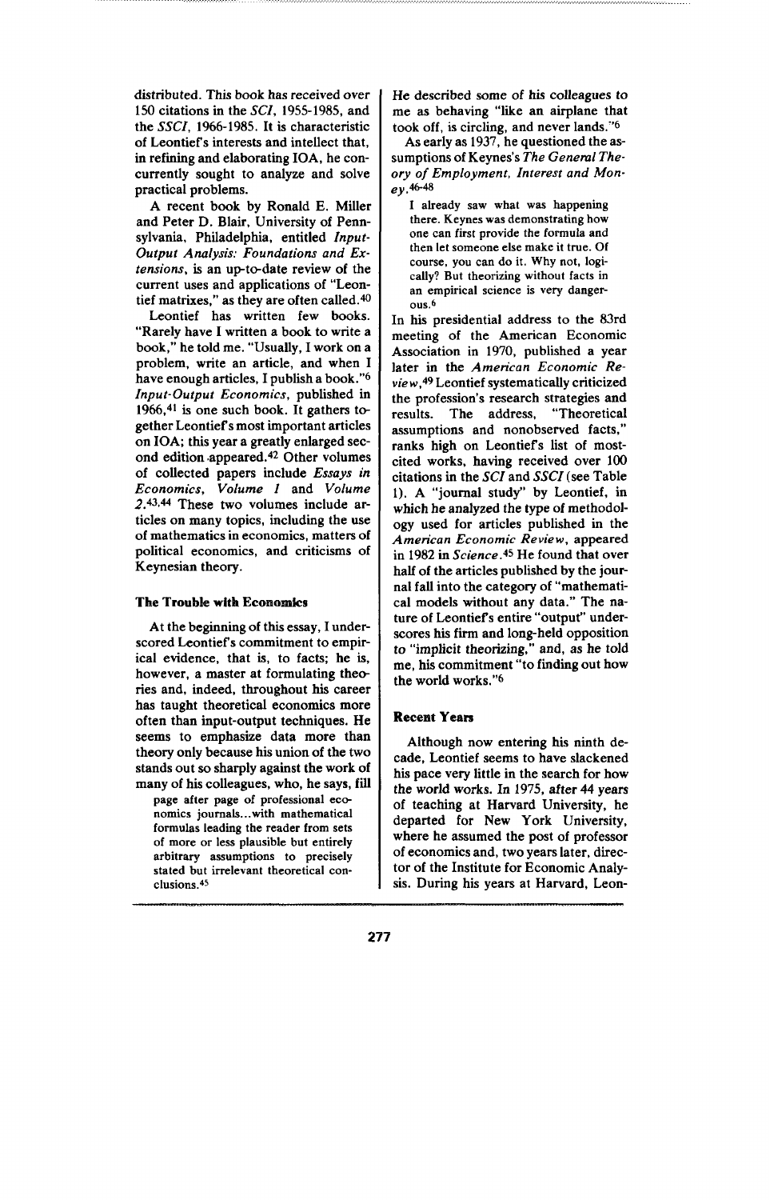distributed. This book has received over 150 citations in the *SCI*, 1955-1985, and the *SSCI*, 1966-1985. It is characteristic of Leontief's interests and intellect that, in refining and elaborating IOA, he concurrently sought to analyze and solve practical problems.

A recent book by Ronald E. Miller and Peter D. Blair, University of Pennsylvania, Philadelphia, entitled *Input-Output Analysis: Foundations and Extensions*, is an up-to-date review of the current uses and applications of "Leontief matrixes," as they are often called.[40]

Leontief has written few books. "Rarely have I written a book to write a book," he told me. "Usually, I work on a problem, write an article, and when I have enough articles, I publish a book."[6] *Input-Output Economics*, published in 1966,[41] is one such book. It gathers together Leontief's most important articles on IOA; this year a greatly enlarged second edition appeared.[42] Other volumes of collected papers include *Essays in Economics, Volume 1* and *Volume 2*.[43,44] These two volumes include articles on many topics, including the use of mathematics in economics, matters of political economics, and criticisms of Keynesian theory.

### The Trouble with Economics

At the beginning of this essay, I underscored Leontief's commitment to empirical evidence, that is, to facts; he is, however, a master at formulating theories and, indeed, throughout his career has taught theoretical economics more often than input-output techniques. He seems to emphasize data more than theory only because his union of the two stands out so sharply against the work of many of his colleagues, who, he says, fill

> page after page of professional economics journals...with mathematical formulas leading the reader from sets of more or less plausible but entirely arbitrary assumptions to precisely stated but irrelevant theoretical conclusions.[45]

He described some of his colleagues to me as behaving "like an airplane that took off, is circling, and never lands."[6]

As early as 1937, he questioned the assumptions of Keynes's *The General Theory of Employment, Interest and Money*.[46-48]

> I already saw what was happening there. Keynes was demonstrating how one can first provide the formula and then let someone else make it true. Of course, you can do it. Why not, logically? But theorizing without facts in an empirical science is very dangerous.[6]

In his presidential address to the 83rd meeting of the American Economic Association in 1970, published a year later in the *American Economic Review*,[49] Leontief systematically criticized the profession's research strategies and results. The address, "Theoretical assumptions and nonobserved facts," ranks high on Leontief's list of most-cited works, having received over 100 citations in the *SCI* and *SSCI* (see Table 1). A "journal study" by Leontief, in which he analyzed the type of methodology used for articles published in the *American Economic Review*, appeared in 1982 in *Science*.[45] He found that over half of the articles published by the journal fall into the category of "mathematical models without any data." The nature of Leontief's entire "output" underscores his firm and long-held opposition to "implicit theorizing," and, as he told me, his commitment "to finding out how the world works."[6]

### Recent Years

Although now entering his ninth decade, Leontief seems to have slackened his pace very little in the search for how the world works. In 1975, after 44 years of teaching at Harvard University, he departed for New York University, where he assumed the post of professor of economics and, two years later, director of the Institute for Economic Analysis. During his years at Harvard, Leon-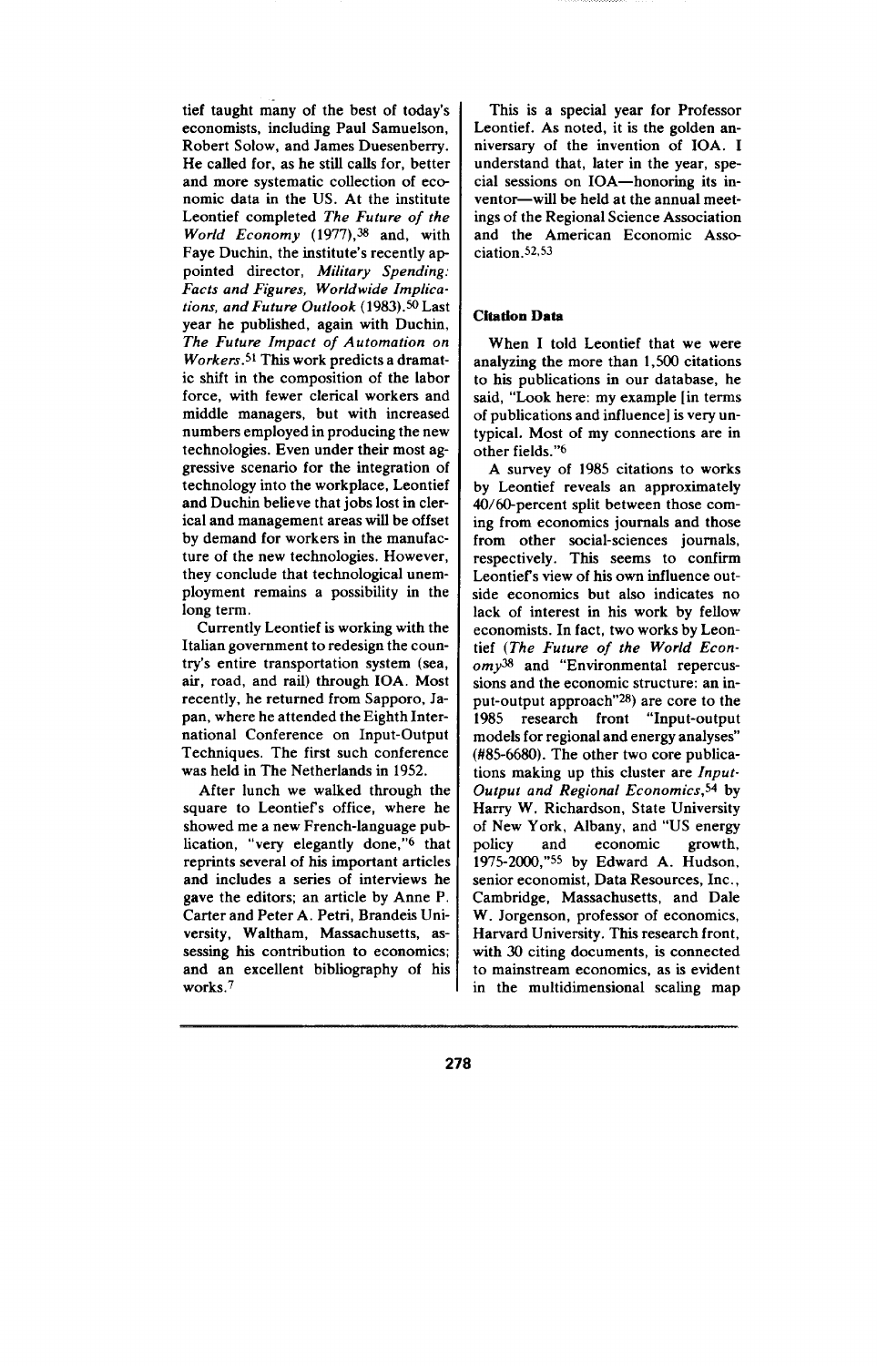tief taught many of the best of today's economists, including Paul Samuelson, Robert Solow, and James Duesenberry. He called for, as he still calls for, better and more systematic collection of economic data in the US. At the institute Leontief completed *The Future of the World Economy* (1977),[38] and, with Faye Duchin, the institute's recently appointed director, *Military Spending: Facts and Figures, Worldwide Implications, and Future Outlook* (1983).[50] Last year he published, again with Duchin, *The Future Impact of Automation on Workers*.[51] This work predicts a dramatic shift in the composition of the labor force, with fewer clerical workers and middle managers, but with increased numbers employed in producing the new technologies. Even under their most aggressive scenario for the integration of technology into the workplace, Leontief and Duchin believe that jobs lost in clerical and management areas will be offset by demand for workers in the manufacture of the new technologies. However, they conclude that technological unemployment remains a possibility in the long term.

Currently Leontief is working with the Italian government to redesign the country's entire transportation system (sea, air, road, and rail) through IOA. Most recently, he returned from Sapporo, Japan, where he attended the Eighth International Conference on Input-Output Techniques. The first such conference was held in The Netherlands in 1952.

After lunch we walked through the square to Leontief's office, where he showed me a new French-language publication, "very elegantly done,"[6] that reprints several of his important articles and includes a series of interviews he gave the editors; an article by Anne P. Carter and Peter A. Petri, Brandeis University, Waltham, Massachusetts, assessing his contribution to economics; and an excellent bibliography of his works.[7]

This is a special year for Professor Leontief. As noted, it is the golden anniversary of the invention of IOA. I understand that, later in the year, special sessions on IOA—honoring its inventor—will be held at the annual meetings of the Regional Science Association and the American Economic Association.[52,53]

## Citation Data

When I told Leontief that we were analyzing the more than 1,500 citations to his publications in our database, he said, "Look here: my example [in terms of publications and influence] is very untypical. Most of my connections are in other fields."[6]

A survey of 1985 citations to works by Leontief reveals an approximately 40/60-percent split between those coming from economics journals and those from other social-sciences journals, respectively. This seems to confirm Leontief's view of his own influence outside economics but also indicates no lack of interest in his work by fellow economists. In fact, two works by Leontief (*The Future of the World Economy*[38] and "Environmental repercussions and the economic structure: an input-output approach"[28]) are core to the 1985 research front "Input-output models for regional and energy analyses" (#85-6680). The other two core publications making up this cluster are *Input-Output and Regional Economics*,[54] by Harry W. Richardson, State University of New York, Albany, and "US energy policy and economic growth, 1975-2000,"[55] by Edward A. Hudson, senior economist, Data Resources, Inc., Cambridge, Massachusetts, and Dale W. Jorgenson, professor of economics, Harvard University. This research front, with 30 citing documents, is connected to mainstream economics, as is evident in the multidimensional scaling map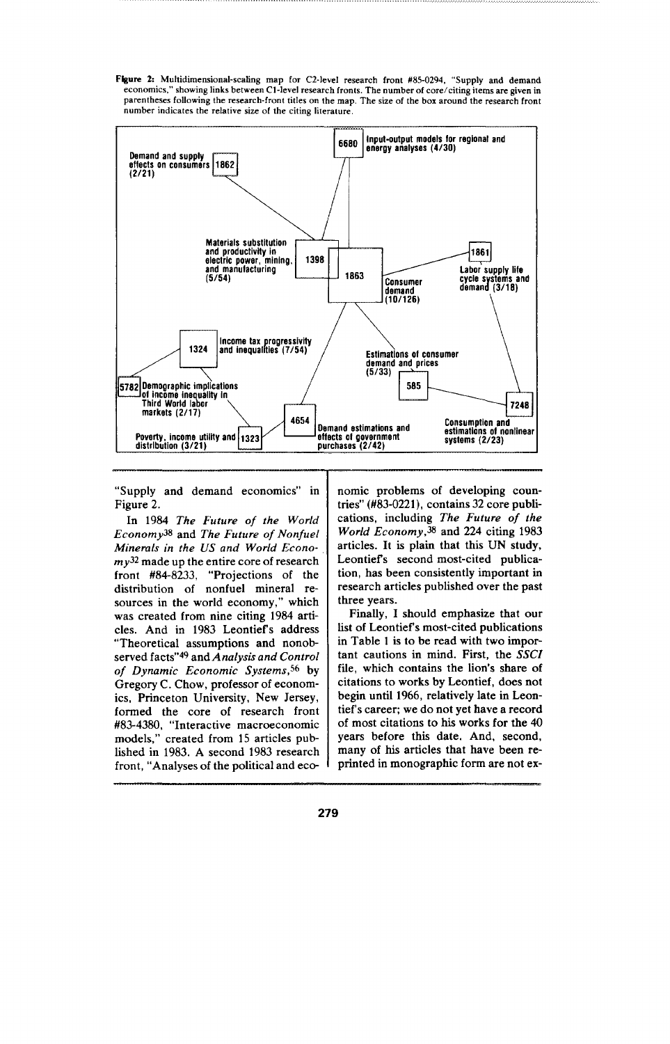**Figure 2:** Multidimensional-scaling map for C2-level research front #85-0294, "Supply and demand economics," showing links between C1-level research fronts. The number of core/citing items are given in parentheses following the research-front titles on the map. The size of the box around the research front number indicates the relative size of the citing literature.

"Supply and demand economics" in Figure 2.

In 1984 *The Future of the World Economy*[38] and *The Future of Nonfuel Minerals in the US and World Economy*[32] made up the entire core of research front #84-8233, "Projections of the distribution of nonfuel mineral resources in the world economy," which was created from nine citing 1984 articles. And in 1983 Leontief's address "Theoretical assumptions and nonobserved facts"[49] and *Analysis and Control of Dynamic Economic Systems*,[56] by Gregory C. Chow, professor of economics, Princeton University, New Jersey, formed the core of research front #83-4380, "Interactive macroeconomic models," created from 15 articles published in 1983. A second 1983 research front, "Analyses of the political and economic problems of developing countries" (#83-0221), contains 32 core publications, including *The Future of the World Economy*,[38] and 224 citing 1983 articles. It is plain that this UN study, Leontief's second most-cited publication, has been consistently important in research articles published over the past three years.

Finally, I should emphasize that our list of Leontief's most-cited publications in Table 1 is to be read with two important cautions in mind. First, the *SSCI* file, which contains the lion's share of citations to works by Leontief, does not begin until 1966, relatively late in Leontief's career; we do not yet have a record of most citations to his works for the 40 years before this date. And, second, many of his articles that have been reprinted in monographic form are not ex-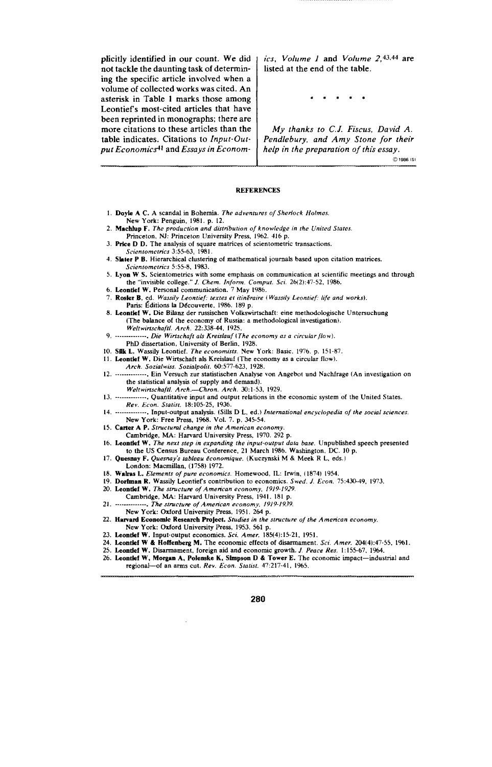plicitly identified in our count. We did not tackle the daunting task of determining the specific article involved when a volume of collected works was cited. An asterisk in Table 1 marks those among Leontief's most-cited articles that have been reprinted in monographs; there are more citations to these articles than the table indicates. Citations to *Input-Output Economics*[41] and *Essays in Economics, Volume 1* and *Volume 2*,[43,44] are listed at the end of the table.

\* \* \* \* \*

*My thanks to C.J. Fiscus, David A. Pendlebury, and Amy Stone for their help in the preparation of this essay.*

©1986 ISI

## REFERENCES

1. **Doyle A C.** A scandal in Bohemia. *The adventures of Sherlock Holmes.* New York: Penguin, 1981. p. 12.
2. **Machlup F.** *The production and distribution of knowledge in the United States.* Princeton, NJ: Princeton University Press, 1962. 416 p.
3. **Price D D.** The analysis of square matrices of scientometric transactions. *Scientometrics* 3:55-63, 1981.
4. **Slater P B.** Hierarchical clustering of mathematical journals based upon citation matrices. *Scientometrics* 5:55-8, 1983.
5. **Lyon W S.** Scientometrics with some emphasis on communication at scientific meetings and through the "invisible college." *J. Chem. Inform. Comput. Sci.* 26(2):47-52, 1986.
6. **Leontief W.** Personal communication. 7 May 1986.
7. **Rosier B**, ed. *Wassily Leontief: textes et itinéraire (Wassily Leontief: life and works).* Paris: Éditions la Découverte, 1986. 189 p.
8. **Leontief W.** Die Bilanz der russischen Volkswirtschaft: eine methodologische Untersuchung (The balance of the economy of Russia: a methodological investigation). *Weltwirtschaftl. Arch.* 22:338-44, 1925.
9. --------------. *Die Wirtschaft als Kreislauf (The economy as a circular flow).* PhD dissertation, University of Berlin, 1928.
10. **Silk L.** Wassily Leontief. *The economists.* New York: Basic, 1976. p. 151-87.
11. **Leontief W.** Die Wirtschaft als Kreislauf (The economy as a circular flow). *Arch. Sozialwiss. Sozialpolit.* 60:577-623, 1928.
12. --------------. Ein Versuch zur statistischen Analyse von Angebot und Nachfrage (An investigation on the statistical analysis of supply and demand). *Weltwirtschaftl. Arch.—Chron. Arch.* 30:1-53, 1929.
13. --------------. Quantitative input and output relations in the economic system of the United States. *Rev. Econ. Statist.* 18:105-25, 1936.
14. --------------. Input-output analysis. (Sills D L, ed.) *International encyclopedia of the social sciences.* New York: Free Press, 1968. Vol. 7. p. 345-54.
15. **Carter A P.** *Structural change in the American economy.* Cambridge, MA: Harvard University Press, 1970. 292 p.
16. **Leontief W.** *The next step in expanding the input-output data base.* Unpublished speech presented to the US Census Bureau Conference, 21 March 1986. Washington, DC. 10 p.
17. **Quesnay F.** *Quesnay's tableau économique.* (Kuczynski M & Meek R L, eds.) London: Macmillan, (1758) 1972.
18. **Walras L.** *Elements of pure economics.* Homewood, IL: Irwin, (1874) 1954.
19. **Dorfman R.** Wassily Leontief's contribution to economics. *Swed. J. Econ.* 75:430-49, 1973.
20. **Leontief W.** *The structure of American economy, 1919-1929.* Cambridge, MA: Harvard University Press, 1941. 181 p.
21. --------------. *The structure of American economy, 1919-1939.* New York: Oxford University Press, 1951. 264 p.
22. **Harvard Economic Research Project.** *Studies in the structure of the American economy.* New York: Oxford University Press, 1953. 561 p.
23. **Leontief W.** Input-output economics. *Sci. Amer.* 185(4):15-21, 1951.
24. **Leontief W & Hoffenberg M.** The economic effects of disarmament. *Sci. Amer.* 204(4):47-55, 1961.
25. **Leontief W.** Disarmament, foreign aid and economic growth. *J. Peace Res.* 1:155-67, 1964.
26. **Leontief W, Morgan A, Polenske K, Simpson D & Tower E.** The economic impact—industrial and regional—of an arms cut. *Rev. Econ. Statist.* 47:217-41, 1965.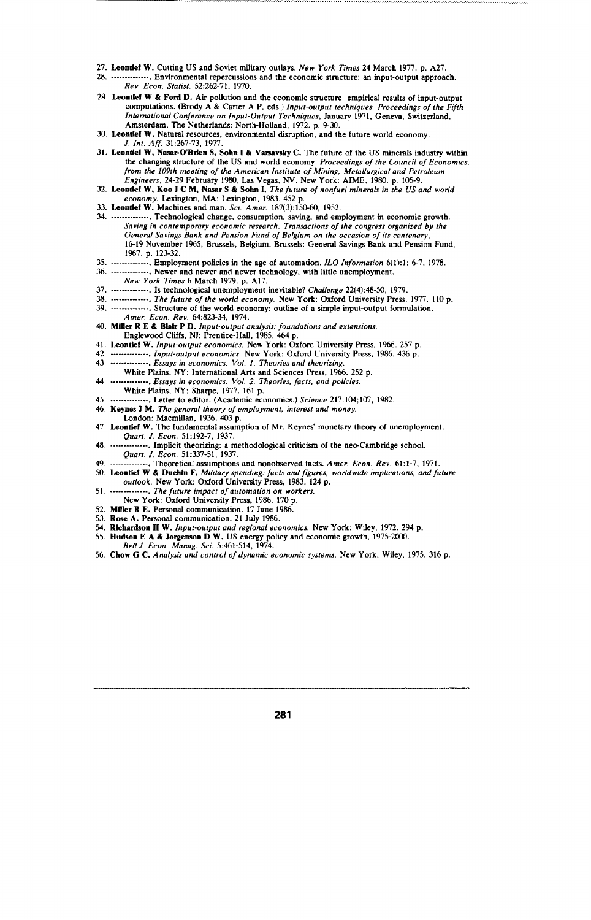27. **Leontief W.** Cutting US and Soviet military outlays. *New York Times* 24 March 1977. p. A27.
28. --------------. Environmental repercussions and the economic structure: an input-output approach. *Rev. Econ. Statist.* 52:262-71, 1970.
29. **Leontief W & Ford D.** Air pollution and the economic structure: empirical results of input-output computations. (Brody A & Carter A P, eds.) *Input-output techniques. Proceedings of the Fifth International Conference on Input-Output Techniques*, January 1971, Geneva, Switzerland. Amsterdam, The Netherlands: North-Holland, 1972. p. 9-30.
30. **Leontief W.** Natural resources, environmental disruption, and the future world economy. *J. Int. Aff.* 31:267-73, 1977.
31. **Leontief W, Nasar-O'Brien S, Sohn I & Varsavsky C.** The future of the US minerals industry within the changing structure of the US and world economy. *Proceedings of the Council of Economics, from the 109th meeting of the American Institute of Mining, Metallurgical and Petroleum Engineers*, 24-29 February 1980, Las Vegas, NV. New York: AIME, 1980. p. 105-9.
32. **Leontief W, Koo J C M, Nasar S & Sohn I.** *The future of nonfuel minerals in the US and world economy.* Lexington, MA: Lexington, 1983. 452 p.
33. **Leontief W.** Machines and man. *Sci. Amer.* 187(3):150-60, 1952.
34. --------------. Technological change, consumption, saving, and employment in economic growth. *Saving in contemporary economic research. Transactions of the congress organized by the General Savings Bank and Pension Fund of Belgium on the occasion of its centenary*, 16-19 November 1965, Brussels, Belgium. Brussels: General Savings Bank and Pension Fund, 1967. p. 123-32.
35. --------------. Employment policies in the age of automation. *ILO Information* 6(1):1; 6-7, 1978.
36. --------------. Newer and newer and newer technology, with little unemployment. *New York Times* 6 March 1979. p. A17.
37. --------------. Is technological unemployment inevitable? *Challenge* 22(4):48-50, 1979.
38. --------------. *The future of the world economy.* New York: Oxford University Press, 1977. 110 p.
39. --------------. Structure of the world economy: outline of a simple input-output formulation. *Amer. Econ. Rev.* 64:823-34, 1974.
40. **Miller R E & Blair P D.** *Input-output analysis: foundations and extensions.* Englewood Cliffs, NJ: Prentice-Hall, 1985. 464 p.
41. **Leontief W.** *Input-output economics.* New York: Oxford University Press, 1966. 257 p.
42. --------------. *Input-output economics.* New York: Oxford University Press, 1986. 436 p.
43. --------------. *Essays in economics. Vol. 1. Theories and theorizing.* White Plains, NY: International Arts and Sciences Press, 1966. 252 p.
44. --------------. *Essays in economics. Vol. 2. Theories, facts, and policies.* White Plains, NY: Sharpe, 1977. 161 p.
45. --------------. Letter to editor. (Academic economics.) *Science* 217:104;107, 1982.
46. **Keynes J M.** *The general theory of employment, interest and money.* London: Macmillan, 1936. 403 p.
47. **Leontief W.** The fundamental assumption of Mr. Keynes' monetary theory of unemployment. *Quart. J. Econ.* 51:192-7, 1937.
48. --------------. Implicit theorizing: a methodological criticism of the neo-Cambridge school. *Quart. J. Econ.* 51:337-51, 1937.
49. --------------. Theoretical assumptions and nonobserved facts. *Amer. Econ. Rev.* 61:1-7, 1971.
50. **Leontief W & Duchin F.** *Military spending: facts and figures, worldwide implications, and future outlook.* New York: Oxford University Press, 1983. 124 p.
51. --------------. *The future impact of automation on workers.* New York: Oxford University Press, 1986. 170 p.
52. **Miller R E.** Personal communication. 17 June 1986.
53. **Rose A.** Personal communication. 21 July 1986.
54. **Richardson H W.** *Input-output and regional economics.* New York: Wiley, 1972. 294 p.
55. **Hudson E A & Jorgenson D W.** US energy policy and economic growth, 1975-2000. *Bell J. Econ. Manag. Sci.* 5:461-514, 1974.
56. **Chow G C.** *Analysis and control of dynamic economic systems.* New York: Wiley, 1975. 316 p.